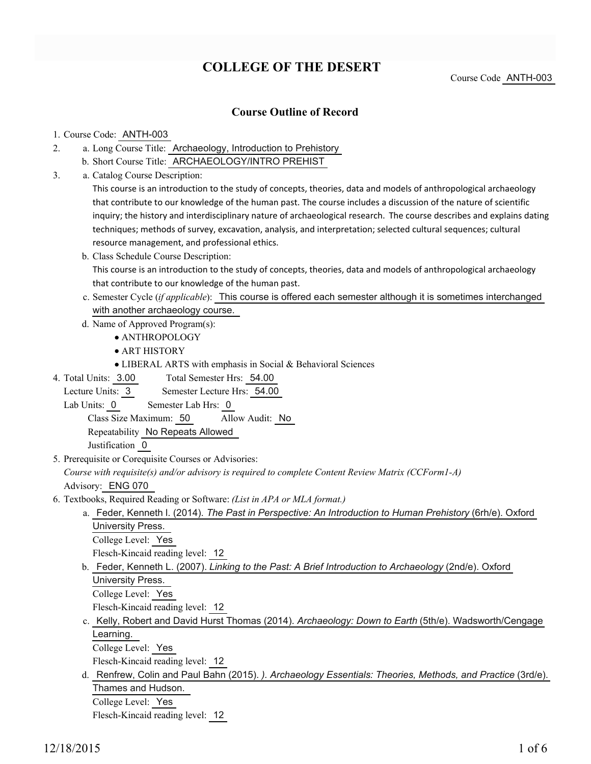# COLLEGE OF THE DESERT

Course Code ANTH-003

## Course Outline of Record

1. Course Code: ANTH-003
2. a. Long Course Title: Archaeology, Introduction to Prehistory
   b. Short Course Title: ARCHAEOLOGY/INTRO PREHIST
3. a. Catalog Course Description:
   This course is an introduction to the study of concepts, theories, data and models of anthropological archaeology that contribute to our knowledge of the human past. The course includes a discussion of the nature of scientific inquiry; the history and interdisciplinary nature of archaeological research. The course describes and explains dating techniques; methods of survey, excavation, analysis, and interpretation; selected cultural sequences; cultural resource management, and professional ethics.
   b. Class Schedule Course Description:
   This course is an introduction to the study of concepts, theories, data and models of anthropological archaeology that contribute to our knowledge of the human past.
   c. Semester Cycle (*if applicable*): This course is offered each semester although it is sometimes interchanged with another archaeology course.
   d. Name of Approved Program(s):
      - ANTHROPOLOGY
      - ART HISTORY
      - LIBERAL ARTS with emphasis in Social & Behavioral Sciences
4. Total Units: 3.00 Total Semester Hrs: 54.00
   Lecture Units: 3 Semester Lecture Hrs: 54.00
   Lab Units: 0 Semester Lab Hrs: 0
   Class Size Maximum: 50 Allow Audit: No
   Repeatability No Repeats Allowed
   Justification 0
5. Prerequisite or Corequisite Courses or Advisories:
   *Course with requisite(s) and/or advisory is required to complete Content Review Matrix (CCForm1-A)*
   Advisory: ENG 070
6. Textbooks, Required Reading or Software: *(List in APA or MLA format.)*
   a. Feder, Kenneth l. (2014). *The Past in Perspective: An Introduction to Human Prehistory* (6rh/e). Oxford University Press.
      College Level: Yes
      Flesch-Kincaid reading level: 12
   b. Feder, Kenneth L. (2007). *Linking to the Past: A Brief Introduction to Archaeology* (2nd/e). Oxford University Press.
      College Level: Yes
      Flesch-Kincaid reading level: 12
   c. Kelly, Robert and David Hurst Thomas (2014). *Archaeology: Down to Earth* (5th/e). Wadsworth/Cengage Learning.
      College Level: Yes
      Flesch-Kincaid reading level: 12
   d. Renfrew, Colin and Paul Bahn (2015). *). Archaeology Essentials: Theories, Methods, and Practice* (3rd/e). Thames and Hudson.
      College Level: Yes
      Flesch-Kincaid reading level: 12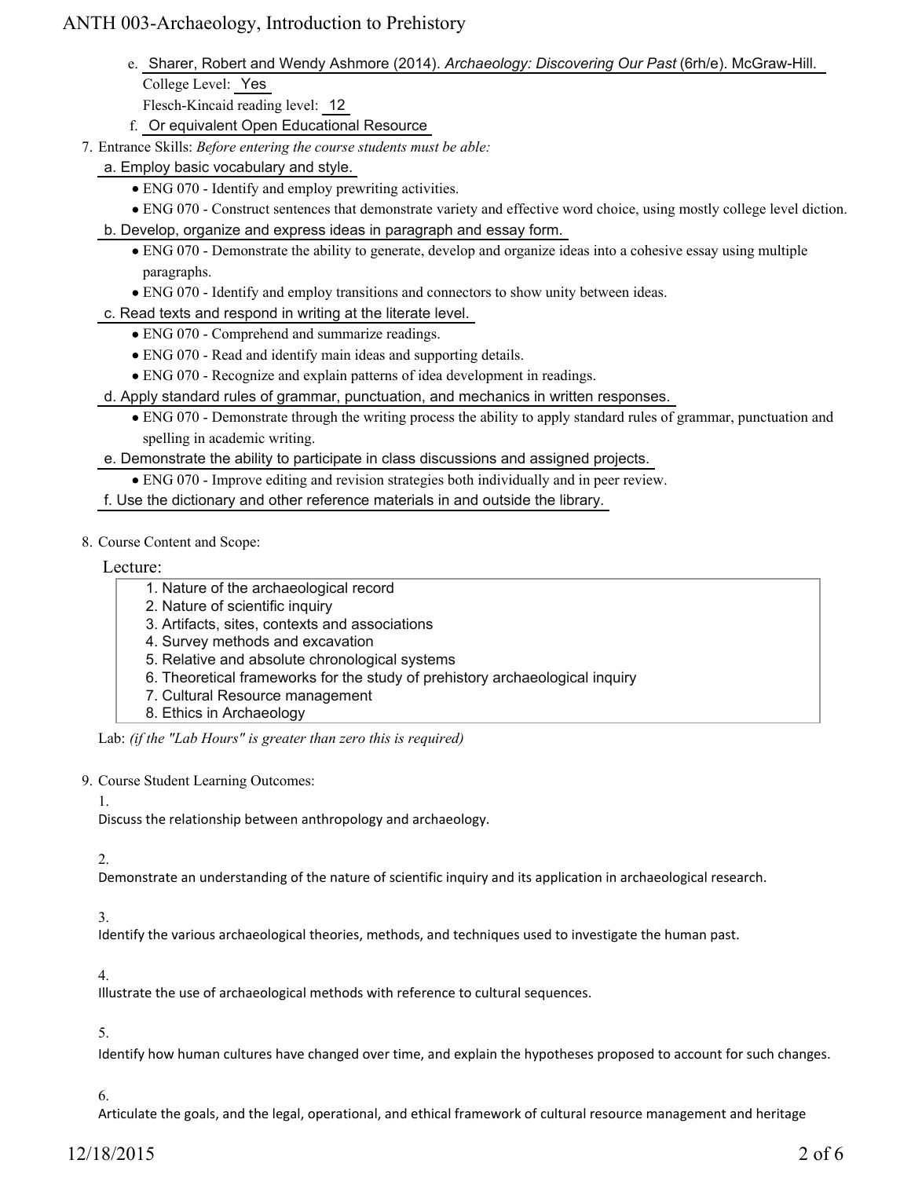e. Sharer, Robert and Wendy Ashmore (2014). *Archaeology: Discovering Our Past* (6rh/e). McGraw-Hill.
   College Level: Yes
   Flesch-Kincaid reading level: 12

f. Or equivalent Open Educational Resource

7. Entrance Skills: *Before entering the course students must be able:*

   a. Employ basic vocabulary and style.
   - ENG 070 - Identify and employ prewriting activities.
   - ENG 070 - Construct sentences that demonstrate variety and effective word choice, using mostly college level diction.

   b. Develop, organize and express ideas in paragraph and essay form.
   - ENG 070 - Demonstrate the ability to generate, develop and organize ideas into a cohesive essay using multiple paragraphs.
   - ENG 070 - Identify and employ transitions and connectors to show unity between ideas.

   c. Read texts and respond in writing at the literate level.
   - ENG 070 - Comprehend and summarize readings.
   - ENG 070 - Read and identify main ideas and supporting details.
   - ENG 070 - Recognize and explain patterns of idea development in readings.

   d. Apply standard rules of grammar, punctuation, and mechanics in written responses.
   - ENG 070 - Demonstrate through the writing process the ability to apply standard rules of grammar, punctuation and spelling in academic writing.

   e. Demonstrate the ability to participate in class discussions and assigned projects.
   - ENG 070 - Improve editing and revision strategies both individually and in peer review.

   f. Use the dictionary and other reference materials in and outside the library.

8. Course Content and Scope:

   Lecture:
   1. Nature of the archaeological record
   2. Nature of scientific inquiry
   3. Artifacts, sites, contexts and associations
   4. Survey methods and excavation
   5. Relative and absolute chronological systems
   6. Theoretical frameworks for the study of prehistory archaeological inquiry
   7. Cultural Resource management
   8. Ethics in Archaeology

   Lab: *(if the "Lab Hours" is greater than zero this is required)*

9. Course Student Learning Outcomes:

   1. Discuss the relationship between anthropology and archaeology.

   2. Demonstrate an understanding of the nature of scientific inquiry and its application in archaeological research.

   3. Identify the various archaeological theories, methods, and techniques used to investigate the human past.

   4. Illustrate the use of archaeological methods with reference to cultural sequences.

   5. Identify how human cultures have changed over time, and explain the hypotheses proposed to account for such changes.

   6. Articulate the goals, and the legal, operational, and ethical framework of cultural resource management and heritage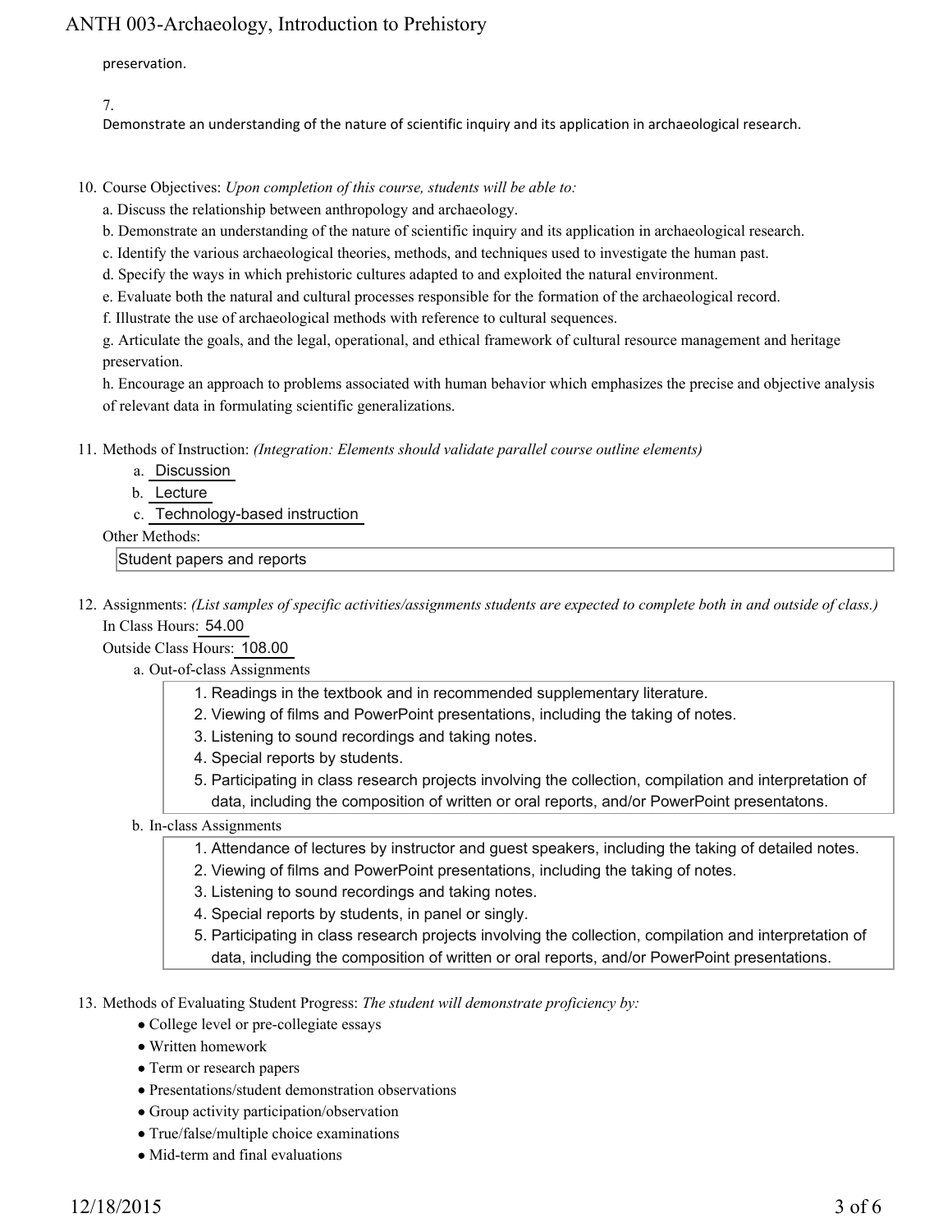preservation.

7.
Demonstrate an understanding of the nature of scientific inquiry and its application in archaeological research.

10. Course Objectives: *Upon completion of this course, students will be able to:*

    a. Discuss the relationship between anthropology and archaeology.

    b. Demonstrate an understanding of the nature of scientific inquiry and its application in archaeological research.

    c. Identify the various archaeological theories, methods, and techniques used to investigate the human past.

    d. Specify the ways in which prehistoric cultures adapted to and exploited the natural environment.

    e. Evaluate both the natural and cultural processes responsible for the formation of the archaeological record.

    f. Illustrate the use of archaeological methods with reference to cultural sequences.

    g. Articulate the goals, and the legal, operational, and ethical framework of cultural resource management and heritage preservation.

    h. Encourage an approach to problems associated with human behavior which emphasizes the precise and objective analysis of relevant data in formulating scientific generalizations.

11. Methods of Instruction: *(Integration: Elements should validate parallel course outline elements)*

    a. Discussion

    b. Lecture

    c. Technology-based instruction

    Other Methods:

    Student papers and reports

12. Assignments: *(List samples of specific activities/assignments students are expected to complete both in and outside of class.)*

    In Class Hours: 54.00

    Outside Class Hours: 108.00

    a. Out-of-class Assignments

    1. Readings in the textbook and in recommended supplementary literature.
    2. Viewing of films and PowerPoint presentations, including the taking of notes.
    3. Listening to sound recordings and taking notes.
    4. Special reports by students.
    5. Participating in class research projects involving the collection, compilation and interpretation of data, including the composition of written or oral reports, and/or PowerPoint presentatons.

    b. In-class Assignments

    1. Attendance of lectures by instructor and guest speakers, including the taking of detailed notes.
    2. Viewing of films and PowerPoint presentations, including the taking of notes.
    3. Listening to sound recordings and taking notes.
    4. Special reports by students, in panel or singly.
    5. Participating in class research projects involving the collection, compilation and interpretation of data, including the composition of written or oral reports, and/or PowerPoint presentations.

13. Methods of Evaluating Student Progress: *The student will demonstrate proficiency by:*

    - College level or pre-collegiate essays
    - Written homework
    - Term or research papers
    - Presentations/student demonstration observations
    - Group activity participation/observation
    - True/false/multiple choice examinations
    - Mid-term and final evaluations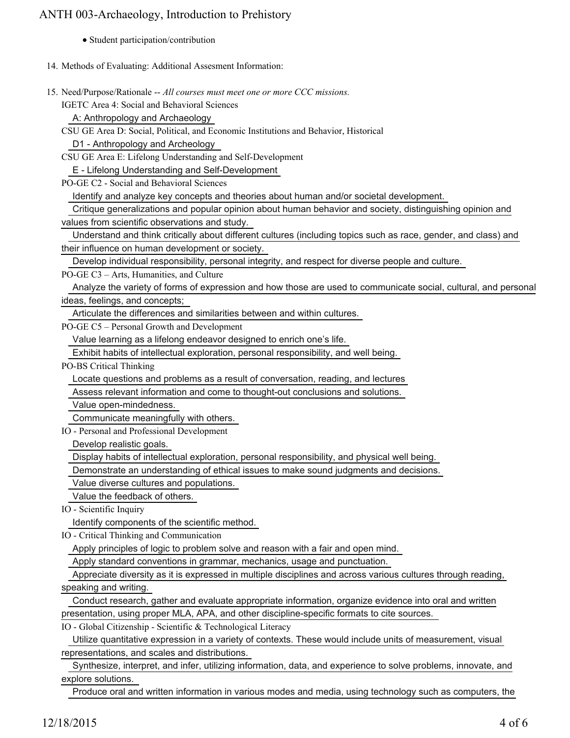- Student participation/contribution

14. Methods of Evaluating: Additional Assesment Information:

15. Need/Purpose/Rationale -- *All courses must meet one or more CCC missions.*

IGETC Area 4: Social and Behavioral Sciences

A: Anthropology and Archaeology

CSU GE Area D: Social, Political, and Economic Institutions and Behavior, Historical

D1 - Anthropology and Archeology

CSU GE Area E: Lifelong Understanding and Self-Development

E - Lifelong Understanding and Self-Development

PO-GE C2 - Social and Behavioral Sciences

Identify and analyze key concepts and theories about human and/or societal development.

Critique generalizations and popular opinion about human behavior and society, distinguishing opinion and values from scientific observations and study.

Understand and think critically about different cultures (including topics such as race, gender, and class) and their influence on human development or society.

Develop individual responsibility, personal integrity, and respect for diverse people and culture.

PO-GE C3 – Arts, Humanities, and Culture

Analyze the variety of forms of expression and how those are used to communicate social, cultural, and personal ideas, feelings, and concepts;

Articulate the differences and similarities between and within cultures.

PO-GE C5 – Personal Growth and Development

Value learning as a lifelong endeavor designed to enrich one's life.

Exhibit habits of intellectual exploration, personal responsibility, and well being.

PO-BS Critical Thinking

Locate questions and problems as a result of conversation, reading, and lectures

Assess relevant information and come to thought-out conclusions and solutions.

Value open-mindedness.

Communicate meaningfully with others.

IO - Personal and Professional Development

Develop realistic goals.

Display habits of intellectual exploration, personal responsibility, and physical well being.

Demonstrate an understanding of ethical issues to make sound judgments and decisions.

Value diverse cultures and populations.

Value the feedback of others.

IO - Scientific Inquiry

Identify components of the scientific method.

IO - Critical Thinking and Communication

Apply principles of logic to problem solve and reason with a fair and open mind.

Apply standard conventions in grammar, mechanics, usage and punctuation.

Appreciate diversity as it is expressed in multiple disciplines and across various cultures through reading, speaking and writing.

Conduct research, gather and evaluate appropriate information, organize evidence into oral and written presentation, using proper MLA, APA, and other discipline-specific formats to cite sources.

IO - Global Citizenship - Scientific & Technological Literacy

Utilize quantitative expression in a variety of contexts. These would include units of measurement, visual representations, and scales and distributions.

Synthesize, interpret, and infer, utilizing information, data, and experience to solve problems, innovate, and explore solutions.

Produce oral and written information in various modes and media, using technology such as computers, the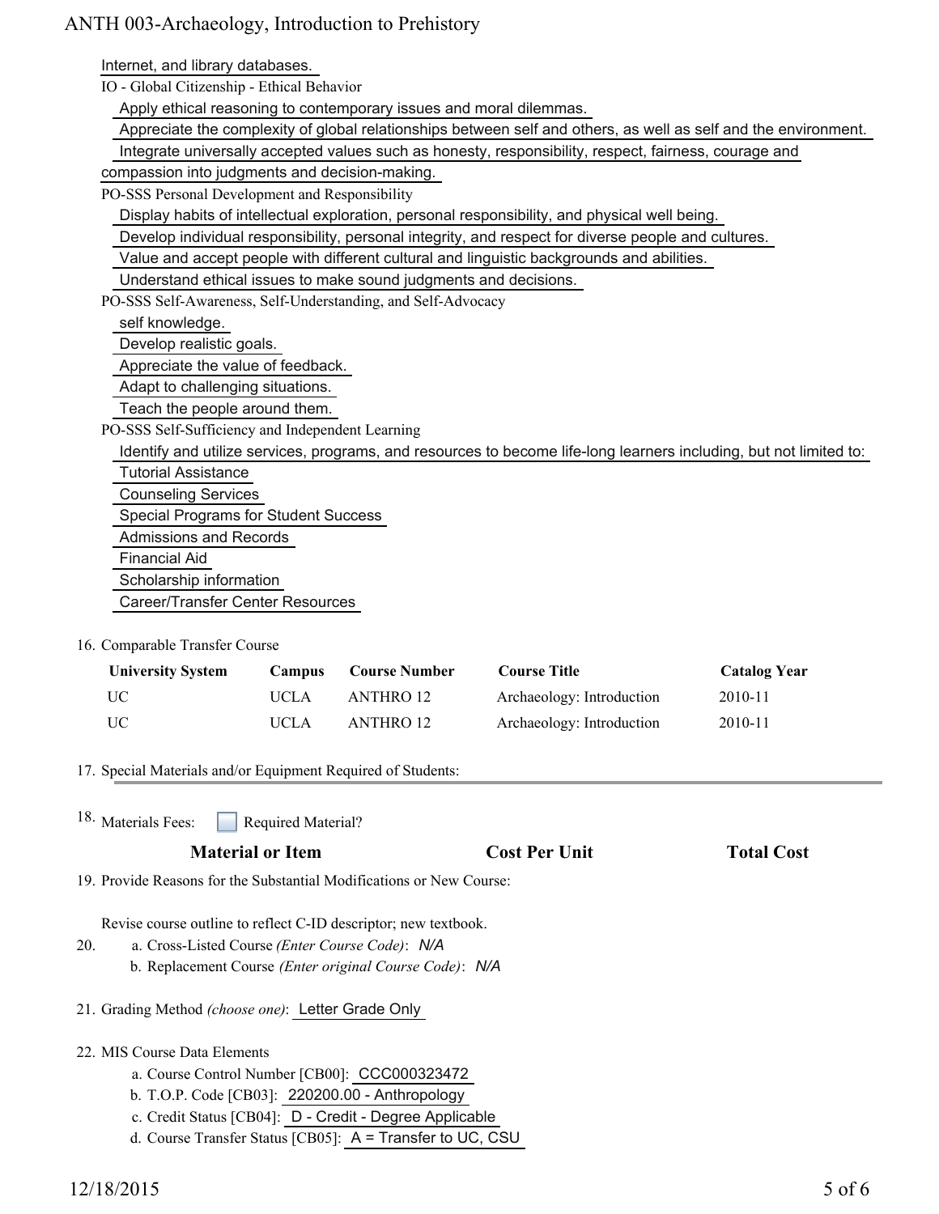Internet, and library databases.

IO - Global Citizenship - Ethical Behavior

- Apply ethical reasoning to contemporary issues and moral dilemmas.
- Appreciate the complexity of global relationships between self and others, as well as self and the environment.
- Integrate universally accepted values such as honesty, responsibility, respect, fairness, courage and compassion into judgments and decision-making.

PO-SSS Personal Development and Responsibility

- Display habits of intellectual exploration, personal responsibility, and physical well being.
- Develop individual responsibility, personal integrity, and respect for diverse people and cultures.
- Value and accept people with different cultural and linguistic backgrounds and abilities.
- Understand ethical issues to make sound judgments and decisions.

PO-SSS Self-Awareness, Self-Understanding, and Self-Advocacy

- self knowledge.
- Develop realistic goals.
- Appreciate the value of feedback.
- Adapt to challenging situations.
- Teach the people around them.

PO-SSS Self-Sufficiency and Independent Learning

- Identify and utilize services, programs, and resources to become life-long learners including, but not limited to:
- Tutorial Assistance
- Counseling Services
- Special Programs for Student Success
- Admissions and Records
- Financial Aid
- Scholarship information
- Career/Transfer Center Resources

16. Comparable Transfer Course

| University System | Campus | Course Number | Course Title | Catalog Year |
|---|---|---|---|---|
| UC | UCLA | ANTHRO 12 | Archaeology: Introduction | 2010-11 |
| UC | UCLA | ANTHRO 12 | Archaeology: Introduction | 2010-11 |

17. Special Materials and/or Equipment Required of Students:

18. Materials Fees: ☐ Required Material?

| Material or Item | Cost Per Unit | Total Cost |
|---|---|---|

19. Provide Reasons for the Substantial Modifications or New Course:

Revise course outline to reflect C-ID descriptor; new textbook.

20. a. Cross-Listed Course *(Enter Course Code)*: *N/A*
    b. Replacement Course *(Enter original Course Code)*: *N/A*

21. Grading Method *(choose one)*: Letter Grade Only

22. MIS Course Data Elements
    a. Course Control Number [CB00]: CCC000323472
    b. T.O.P. Code [CB03]: 220200.00 - Anthropology
    c. Credit Status [CB04]: D - Credit - Degree Applicable
    d. Course Transfer Status [CB05]: A = Transfer to UC, CSU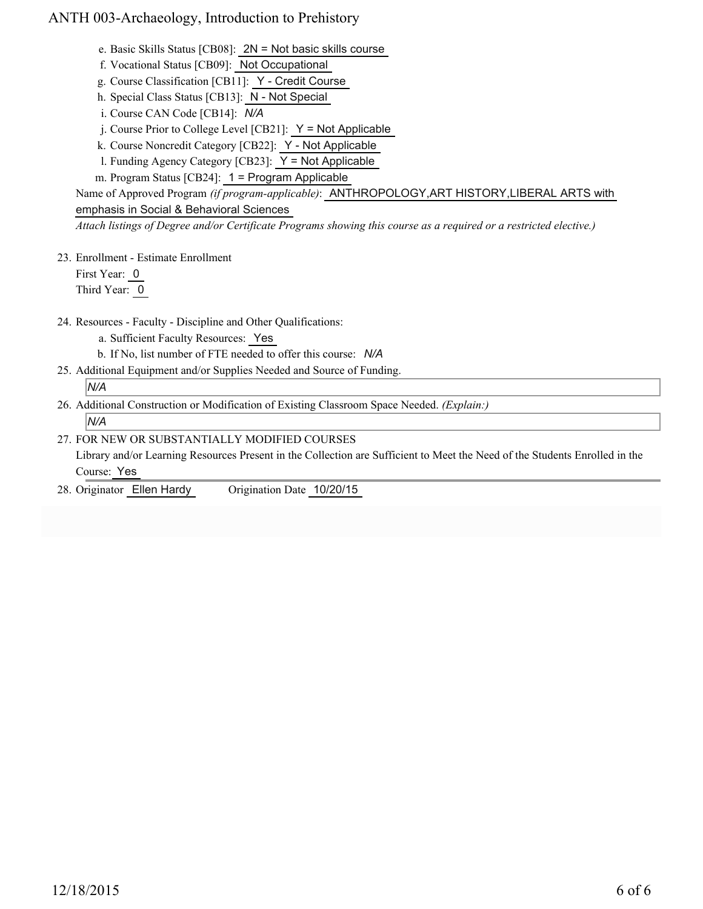e. Basic Skills Status [CB08]: 2N = Not basic skills course
f. Vocational Status [CB09]: Not Occupational
g. Course Classification [CB11]: Y - Credit Course
h. Special Class Status [CB13]: N - Not Special
i. Course CAN Code [CB14]: *N/A*
j. Course Prior to College Level [CB21]: Y = Not Applicable
k. Course Noncredit Category [CB22]: Y - Not Applicable
l. Funding Agency Category [CB23]: Y = Not Applicable
m. Program Status [CB24]: 1 = Program Applicable

Name of Approved Program *(if program-applicable)*: ANTHROPOLOGY,ART HISTORY,LIBERAL ARTS with emphasis in Social & Behavioral Sciences

*Attach listings of Degree and/or Certificate Programs showing this course as a required or a restricted elective.)*

23. Enrollment - Estimate Enrollment
First Year: 0
Third Year: 0

24. Resources - Faculty - Discipline and Other Qualifications:
a. Sufficient Faculty Resources: Yes
b. If No, list number of FTE needed to offer this course: *N/A*

25. Additional Equipment and/or Supplies Needed and Source of Funding.
*N/A*

26. Additional Construction or Modification of Existing Classroom Space Needed. *(Explain:)*
*N/A*

27. FOR NEW OR SUBSTANTIALLY MODIFIED COURSES
Library and/or Learning Resources Present in the Collection are Sufficient to Meet the Need of the Students Enrolled in the Course: Yes

28. Originator Ellen Hardy Origination Date 10/20/15